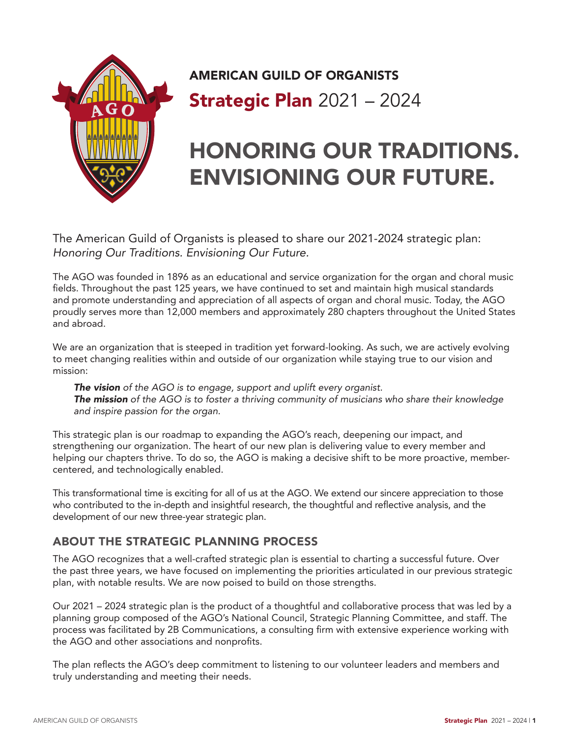AMERICAN GUILD OF ORGANISTS

**Strategic Plan** 2021 – 2024

# HONORING OUR TRADITIONS. ENVISIONING OUR FUTURE.

The American Guild of Organists is pleased to share our 2021-2024 strategic plan: *Honoring Our Traditions. Envisioning Our Future.*

The AGO was founded in 1896 as an educational and service organization for the organ and choral music fields. Throughout the past 125 years, we have continued to set and maintain high musical standards and promote understanding and appreciation of all aspects of organ and choral music. Today, the AGO proudly serves more than 12,000 members and approximately 280 chapters throughout the United States and abroad.

We are an organization that is steeped in tradition yet forward-looking. As such, we are actively evolving to meet changing realities within and outside of our organization while staying true to our vision and mission:

> ***The vision*** *of the AGO is to engage, support and uplift every organist.*
> ***The mission*** *of the AGO is to foster a thriving community of musicians who share their knowledge and inspire passion for the organ.*

This strategic plan is our roadmap to expanding the AGO's reach, deepening our impact, and strengthening our organization. The heart of our new plan is delivering value to every member and helping our chapters thrive. To do so, the AGO is making a decisive shift to be more proactive, member-centered, and technologically enabled.

This transformational time is exciting for all of us at the AGO. We extend our sincere appreciation to those who contributed to the in-depth and insightful research, the thoughtful and reflective analysis, and the development of our new three-year strategic plan.

## ABOUT THE STRATEGIC PLANNING PROCESS

The AGO recognizes that a well-crafted strategic plan is essential to charting a successful future. Over the past three years, we have focused on implementing the priorities articulated in our previous strategic plan, with notable results. We are now poised to build on those strengths.

Our 2021 – 2024 strategic plan is the product of a thoughtful and collaborative process that was led by a planning group composed of the AGO's National Council, Strategic Planning Committee, and staff. The process was facilitated by 2B Communications, a consulting firm with extensive experience working with the AGO and other associations and nonprofits.

The plan reflects the AGO's deep commitment to listening to our volunteer leaders and members and truly understanding and meeting their needs.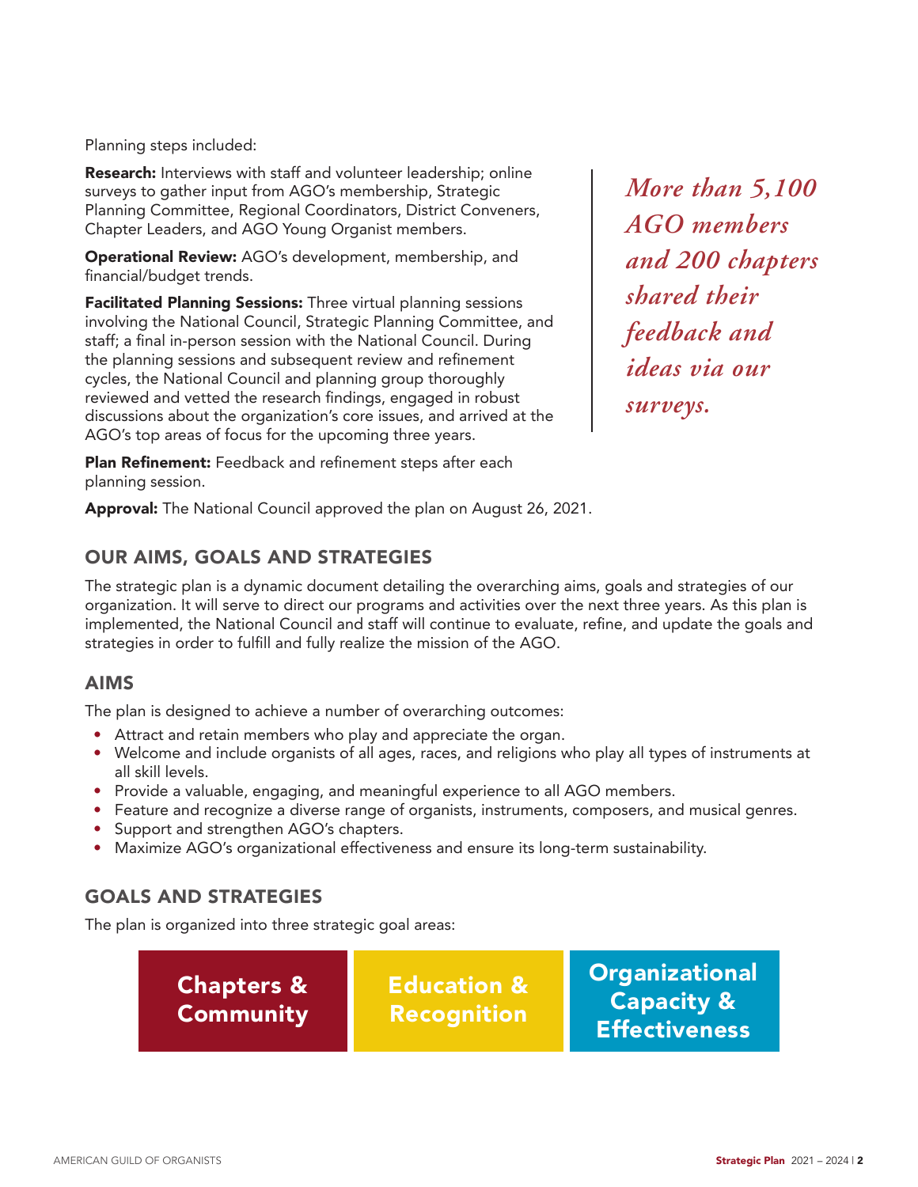Planning steps included:

**Research:** Interviews with staff and volunteer leadership; online surveys to gather input from AGO's membership, Strategic Planning Committee, Regional Coordinators, District Conveners, Chapter Leaders, and AGO Young Organist members.

**Operational Review:** AGO's development, membership, and financial/budget trends.

**Facilitated Planning Sessions:** Three virtual planning sessions involving the National Council, Strategic Planning Committee, and staff; a final in-person session with the National Council. During the planning sessions and subsequent review and refinement cycles, the National Council and planning group thoroughly reviewed and vetted the research findings, engaged in robust discussions about the organization's core issues, and arrived at the AGO's top areas of focus for the upcoming three years.

**Plan Refinement:** Feedback and refinement steps after each planning session.

**Approval:** The National Council approved the plan on August 26, 2021.

*More than 5,100 AGO members and 200 chapters shared their feedback and ideas via our surveys.*

## OUR AIMS, GOALS AND STRATEGIES

The strategic plan is a dynamic document detailing the overarching aims, goals and strategies of our organization. It will serve to direct our programs and activities over the next three years. As this plan is implemented, the National Council and staff will continue to evaluate, refine, and update the goals and strategies in order to fulfill and fully realize the mission of the AGO.

## AIMS

The plan is designed to achieve a number of overarching outcomes:

- Attract and retain members who play and appreciate the organ.
- Welcome and include organists of all ages, races, and religions who play all types of instruments at all skill levels.
- Provide a valuable, engaging, and meaningful experience to all AGO members.
- Feature and recognize a diverse range of organists, instruments, composers, and musical genres.
- Support and strengthen AGO's chapters.
- Maximize AGO's organizational effectiveness and ensure its long-term sustainability.

## GOALS AND STRATEGIES

The plan is organized into three strategic goal areas:

| Chapters & Community | Education & Recognition | Organizational Capacity & Effectiveness |
|---|---|---|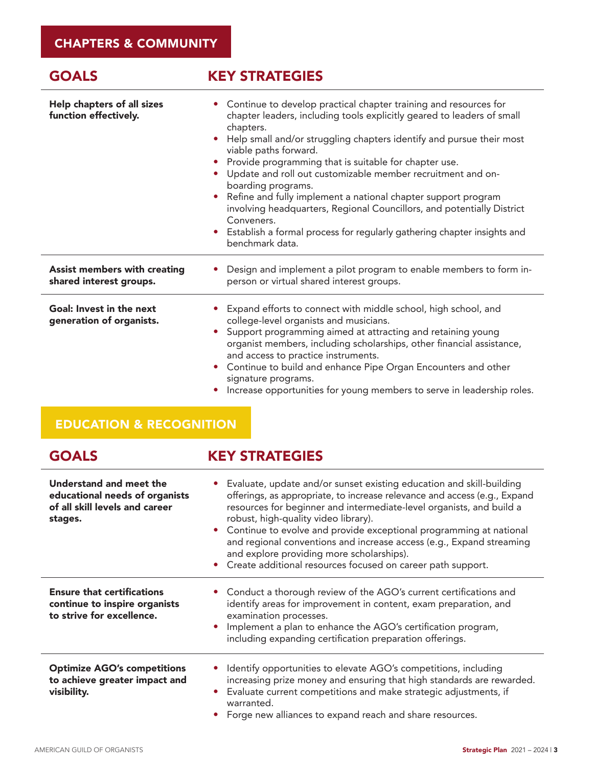## CHAPTERS & COMMUNITY

| GOALS | KEY STRATEGIES |
|---|---|
| **Help chapters of all sizes function effectively.** | • Continue to develop practical chapter training and resources for chapter leaders, including tools explicitly geared to leaders of small chapters.<br>• Help small and/or struggling chapters identify and pursue their most viable paths forward.<br>• Provide programming that is suitable for chapter use.<br>• Update and roll out customizable member recruitment and on-boarding programs.<br>• Refine and fully implement a national chapter support program involving headquarters, Regional Councillors, and potentially District Conveners.<br>• Establish a formal process for regularly gathering chapter insights and benchmark data. |
| **Assist members with creating shared interest groups.** | • Design and implement a pilot program to enable members to form in-person or virtual shared interest groups. |
| **Goal: Invest in the next generation of organists.** | • Expand efforts to connect with middle school, high school, and college-level organists and musicians.<br>• Support programming aimed at attracting and retaining young organist members, including scholarships, other financial assistance, and access to practice instruments.<br>• Continue to build and enhance Pipe Organ Encounters and other signature programs.<br>• Increase opportunities for young members to serve in leadership roles. |

## EDUCATION & RECOGNITION

| GOALS | KEY STRATEGIES |
|---|---|
| **Understand and meet the educational needs of organists of all skill levels and career stages.** | • Evaluate, update and/or sunset existing education and skill-building offerings, as appropriate, to increase relevance and access (e.g., Expand resources for beginner and intermediate-level organists, and build a robust, high-quality video library).<br>• Continue to evolve and provide exceptional programming at national and regional conventions and increase access (e.g., Expand streaming and explore providing more scholarships).<br>• Create additional resources focused on career path support. |
| **Ensure that certifications continue to inspire organists to strive for excellence.** | • Conduct a thorough review of the AGO's current certifications and identify areas for improvement in content, exam preparation, and examination processes.<br>• Implement a plan to enhance the AGO's certification program, including expanding certification preparation offerings. |
| **Optimize AGO's competitions to achieve greater impact and visibility.** | • Identify opportunities to elevate AGO's competitions, including increasing prize money and ensuring that high standards are rewarded.<br>• Evaluate current competitions and make strategic adjustments, if warranted.<br>• Forge new alliances to expand reach and share resources. |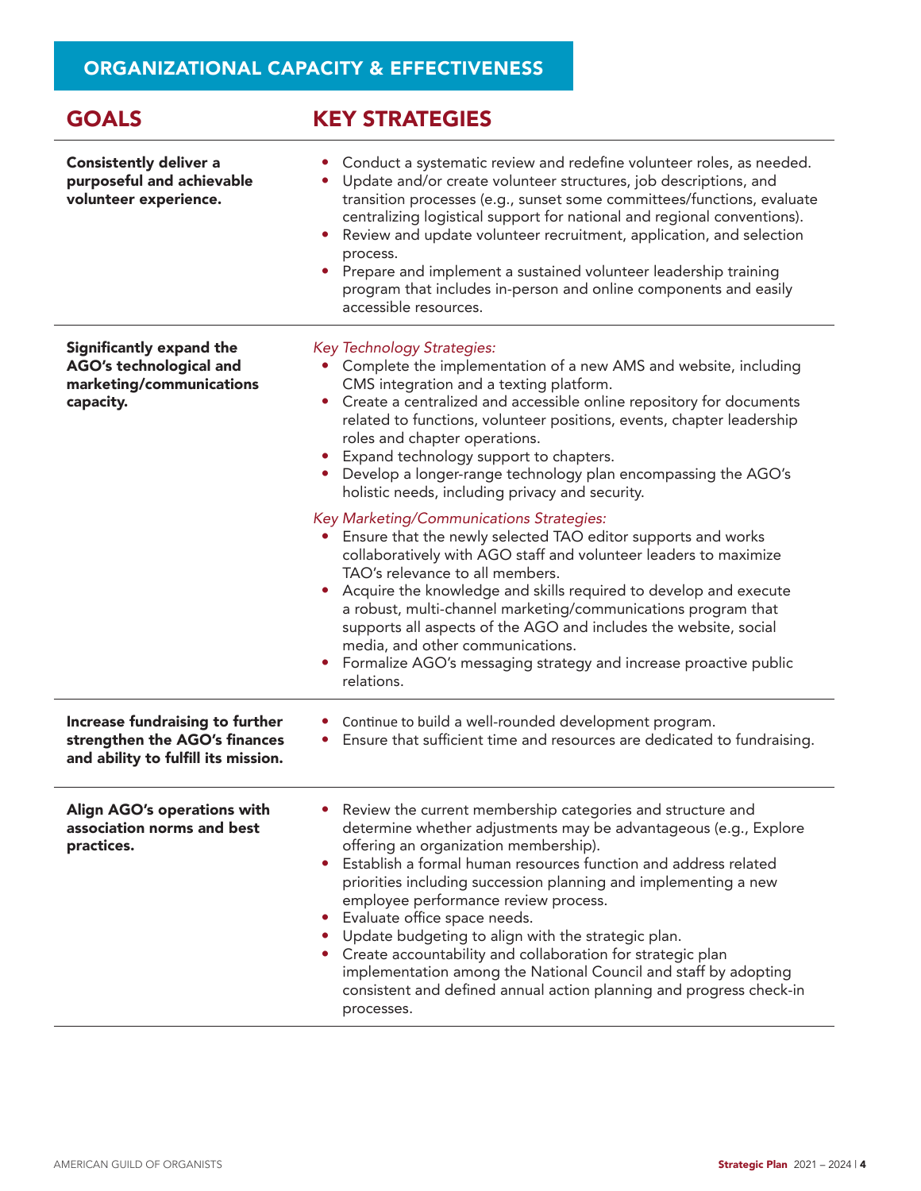## ORGANIZATIONAL CAPACITY & EFFECTIVENESS

| GOALS | KEY STRATEGIES |
|---|---|
| **Consistently deliver a purposeful and achievable volunteer experience.** | • Conduct a systematic review and redefine volunteer roles, as needed.<br>• Update and/or create volunteer structures, job descriptions, and transition processes (e.g., sunset some committees/functions, evaluate centralizing logistical support for national and regional conventions).<br>• Review and update volunteer recruitment, application, and selection process.<br>• Prepare and implement a sustained volunteer leadership training program that includes in-person and online components and easily accessible resources. |
| **Significantly expand the AGO's technological and marketing/communications capacity.** | *Key Technology Strategies:*<br>• Complete the implementation of a new AMS and website, including CMS integration and a texting platform.<br>• Create a centralized and accessible online repository for documents related to functions, volunteer positions, events, chapter leadership roles and chapter operations.<br>• Expand technology support to chapters.<br>• Develop a longer-range technology plan encompassing the AGO's holistic needs, including privacy and security.<br><br>*Key Marketing/Communications Strategies:*<br>• Ensure that the newly selected TAO editor supports and works collaboratively with AGO staff and volunteer leaders to maximize TAO's relevance to all members.<br>• Acquire the knowledge and skills required to develop and execute a robust, multi-channel marketing/communications program that supports all aspects of the AGO and includes the website, social media, and other communications.<br>• Formalize AGO's messaging strategy and increase proactive public relations. |
| **Increase fundraising to further strengthen the AGO's finances and ability to fulfill its mission.** | • Continue to build a well-rounded development program.<br>• Ensure that sufficient time and resources are dedicated to fundraising. |
| **Align AGO's operations with association norms and best practices.** | • Review the current membership categories and structure and determine whether adjustments may be advantageous (e.g., Explore offering an organization membership).<br>• Establish a formal human resources function and address related priorities including succession planning and implementing a new employee performance review process.<br>• Evaluate office space needs.<br>• Update budgeting to align with the strategic plan.<br>• Create accountability and collaboration for strategic plan implementation among the National Council and staff by adopting consistent and defined annual action planning and progress check-in processes. |